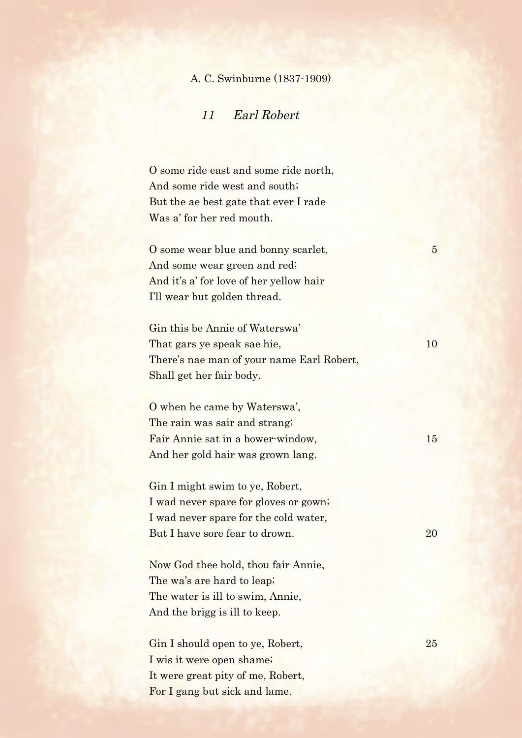A. C. Swinburne (1837-1909)

## *11 Earl Robert*

O some ride east and some ride north,
And some ride west and south;
But the ae best gate that ever I rade
Was a' for her red mouth.

O some wear blue and bonny scarlet, 5
And some wear green and red;
And it's a' for love of her yellow hair
I'll wear but golden thread.

Gin this be Annie of Waterswa'
That gars ye speak sae hie, 10
There's nae man of your name Earl Robert,
Shall get her fair body.

O when he came by Waterswa',
The rain was sair and strang;
Fair Annie sat in a bower-window, 15
And her gold hair was grown lang.

Gin I might swim to ye, Robert,
I wad never spare for gloves or gown;
I wad never spare for the cold water,
But I have sore fear to drown. 20

Now God thee hold, thou fair Annie,
The wa's are hard to leap;
The water is ill to swim, Annie,
And the brigg is ill to keep.

Gin I should open to ye, Robert, 25
I wis it were open shame;
It were great pity of me, Robert,
For I gang but sick and lame.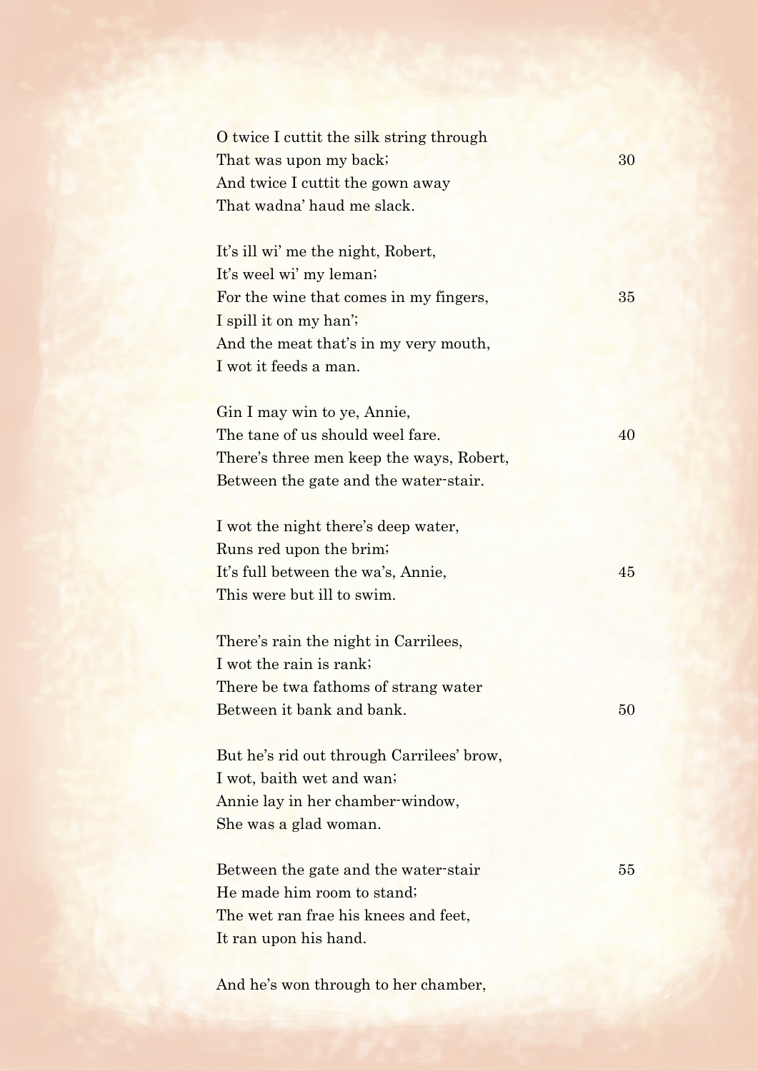O twice I cuttit the silk string through  
That was upon my back; 30  
And twice I cuttit the gown away  
That wadna' haud me slack.

It's ill wi' me the night, Robert,  
It's weel wi' my leman;  
For the wine that comes in my fingers, 35  
I spill it on my han';  
And the meat that's in my very mouth,  
I wot it feeds a man.

Gin I may win to ye, Annie,  
The tane of us should weel fare. 40  
There's three men keep the ways, Robert,  
Between the gate and the water-stair.

I wot the night there's deep water,  
Runs red upon the brim;  
It's full between the wa's, Annie, 45  
This were but ill to swim.

There's rain the night in Carrilees,  
I wot the rain is rank;  
There be twa fathoms of strang water  
Between it bank and bank. 50

But he's rid out through Carrilees' brow,  
I wot, baith wet and wan;  
Annie lay in her chamber-window,  
She was a glad woman.

Between the gate and the water-stair 55  
He made him room to stand;  
The wet ran frae his knees and feet,  
It ran upon his hand.

And he's won through to her chamber,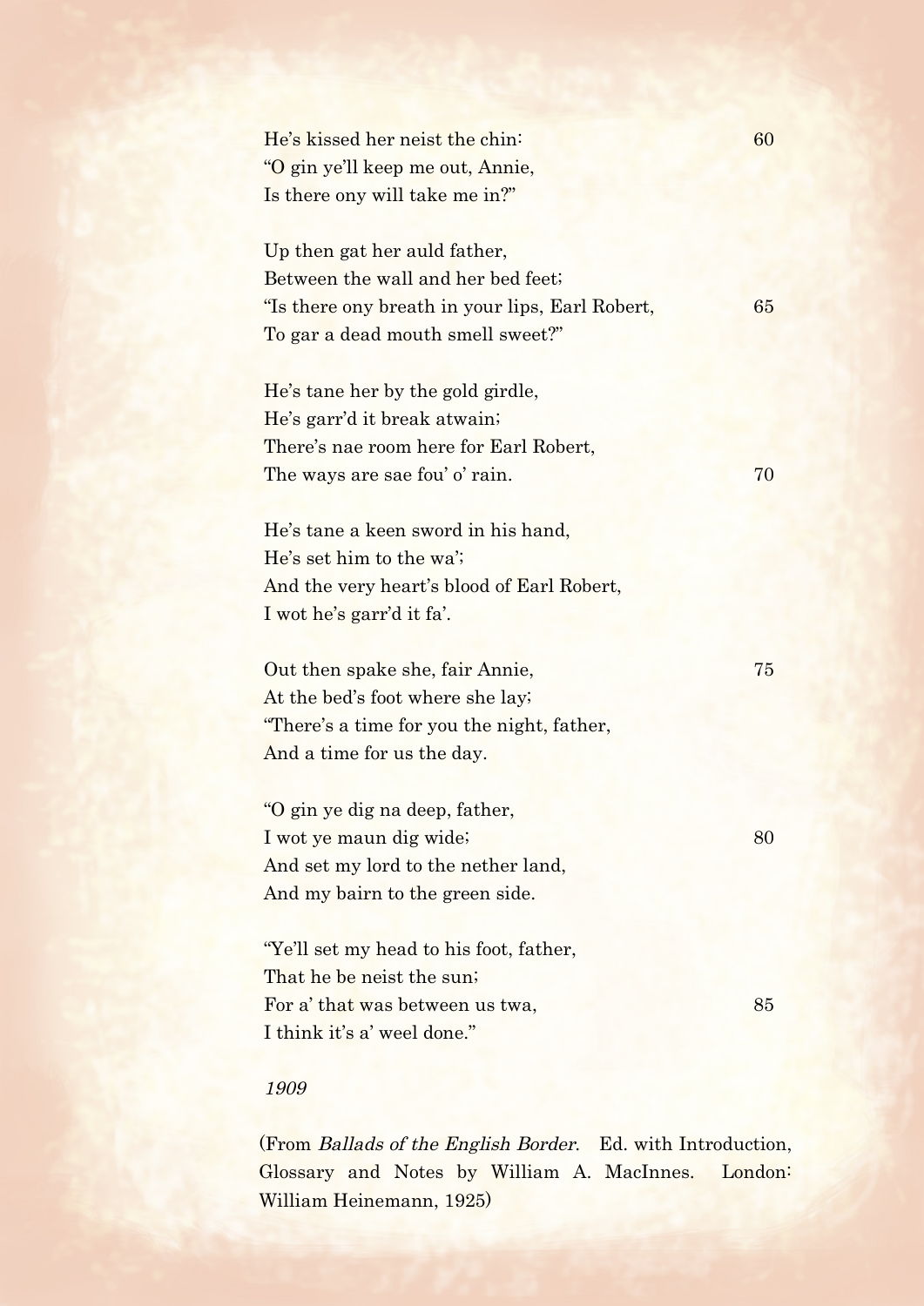He's kissed her neist the chin: 60
"O gin ye'll keep me out, Annie,
Is there ony will take me in?"

Up then gat her auld father,
Between the wall and her bed feet;
"Is there ony breath in your lips, Earl Robert, 65
To gar a dead mouth smell sweet?"

He's tane her by the gold girdle,
He's garr'd it break atwain;
There's nae room here for Earl Robert,
The ways are sae fou' o' rain. 70

He's tane a keen sword in his hand,
He's set him to the wa';
And the very heart's blood of Earl Robert,
I wot he's garr'd it fa'.

Out then spake she, fair Annie, 75
At the bed's foot where she lay;
"There's a time for you the night, father,
And a time for us the day.

"O gin ye dig na deep, father,
I wot ye maun dig wide; 80
And set my lord to the nether land,
And my bairn to the green side.

"Ye'll set my head to his foot, father,
That he be neist the sun;
For a' that was between us twa, 85
I think it's a' weel done."

*1909*

(From *Ballads of the English Border*. Ed. with Introduction, Glossary and Notes by William A. MacInnes. London: William Heinemann, 1925)